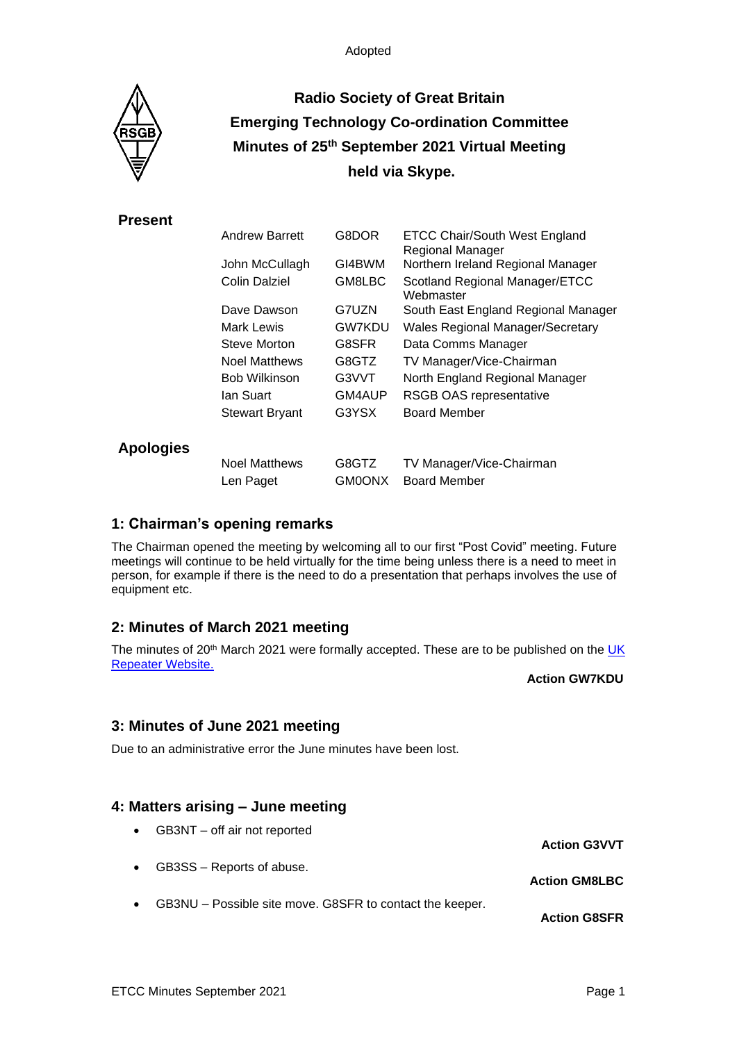Adopted

# Radio Society of Great Britain
# Emerging Technology Co-ordination Committee
# Minutes of 25th September 2021 Virtual Meeting
# held via Skype.

## Present

| | | |
|---|---|---|
| Andrew Barrett | G8DOR | ETCC Chair/South West England Regional Manager |
| John McCullagh | GI4BWM | Northern Ireland Regional Manager |
| Colin Dalziel | GM8LBC | Scotland Regional Manager/ETCC Webmaster |
| Dave Dawson | G7UZN | South East England Regional Manager |
| Mark Lewis | GW7KDU | Wales Regional Manager/Secretary |
| Steve Morton | G8SFR | Data Comms Manager |
| Noel Matthews | G8GTZ | TV Manager/Vice-Chairman |
| Bob Wilkinson | G3VVT | North England Regional Manager |
| Ian Suart | GM4AUP | RSGB OAS representative |
| Stewart Bryant | G3YSX | Board Member |

## Apologies

| | | |
|---|---|---|
| Noel Matthews | G8GTZ | TV Manager/Vice-Chairman |
| Len Paget | GM0ONX | Board Member |

## 1: Chairman's opening remarks

The Chairman opened the meeting by welcoming all to our first "Post Covid" meeting. Future meetings will continue to be held virtually for the time being unless there is a need to meet in person, for example if there is the need to do a presentation that perhaps involves the use of equipment etc.

## 2: Minutes of March 2021 meeting

The minutes of 20th March 2021 were formally accepted. These are to be published on the UK Repeater Website.

**Action GW7KDU**

## 3: Minutes of June 2021 meeting

Due to an administrative error the June minutes have been lost.

## 4: Matters arising – June meeting

- GB3NT – off air not reported

  **Action G3VVT**

- GB3SS – Reports of abuse.

  **Action GM8LBC**

- GB3NU – Possible site move. G8SFR to contact the keeper.

  **Action G8SFR**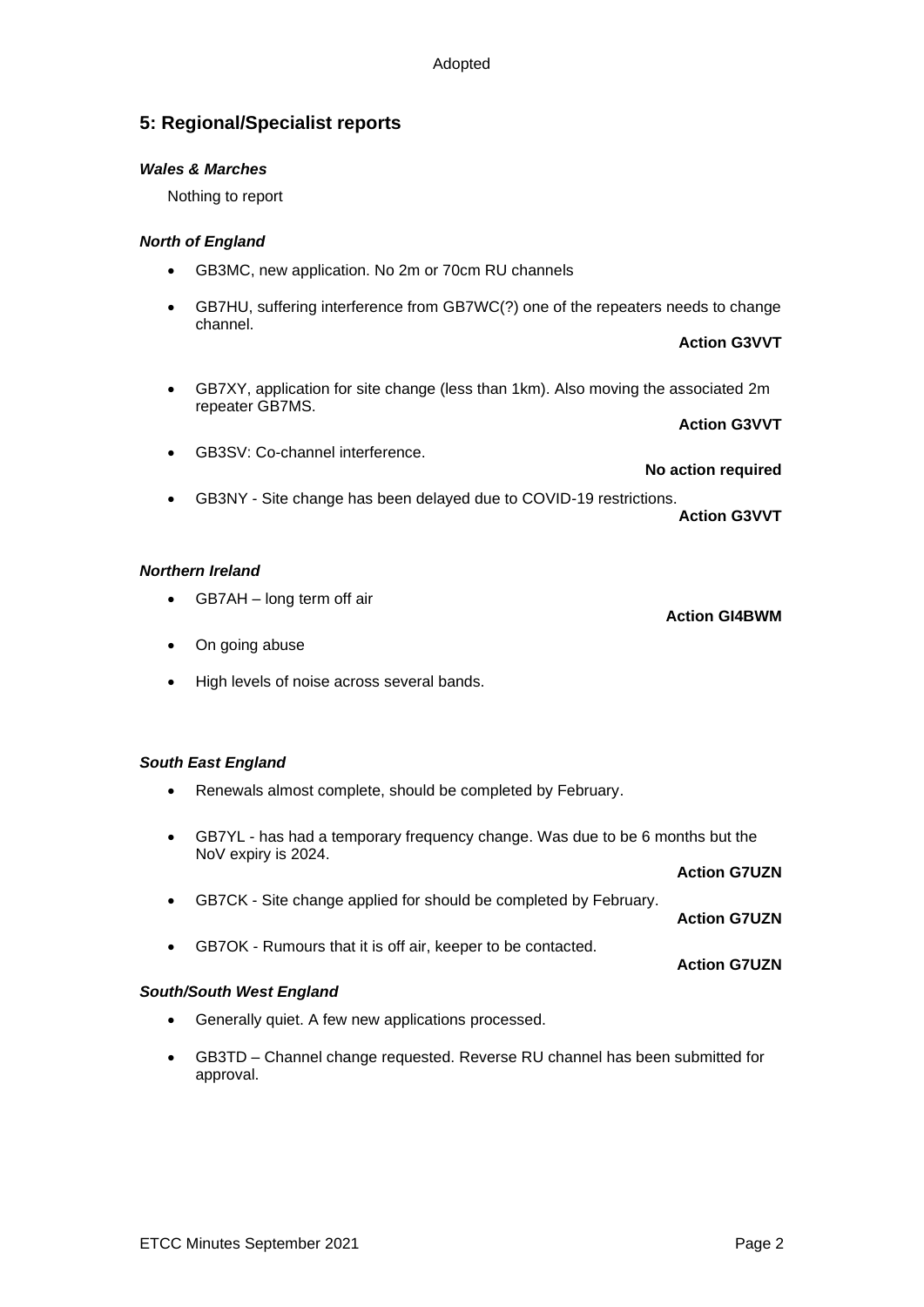Adopted

## 5: Regional/Specialist reports

### *Wales & Marches*

Nothing to report

### *North of England*

- GB3MC, new application. No 2m or 70cm RU channels

- GB7HU, suffering interference from GB7WC(?) one of the repeaters needs to change channel.

  **Action G3VVT**

- GB7XY, application for site change (less than 1km). Also moving the associated 2m repeater GB7MS.

  **Action G3VVT**

- GB3SV: Co-channel interference.

  **No action required**

- GB3NY - Site change has been delayed due to COVID-19 restrictions.

  **Action G3VVT**

### *Northern Ireland*

- GB7AH – long term off air

  **Action GI4BWM**

- On going abuse

- High levels of noise across several bands.

### *South East England*

- Renewals almost complete, should be completed by February.

- GB7YL - has had a temporary frequency change. Was due to be 6 months but the NoV expiry is 2024.

  **Action G7UZN**

- GB7CK - Site change applied for should be completed by February.

  **Action G7UZN**

- GB7OK - Rumours that it is off air, keeper to be contacted.

  **Action G7UZN**

### *South/South West England*

- Generally quiet. A few new applications processed.

- GB3TD – Channel change requested. Reverse RU channel has been submitted for approval.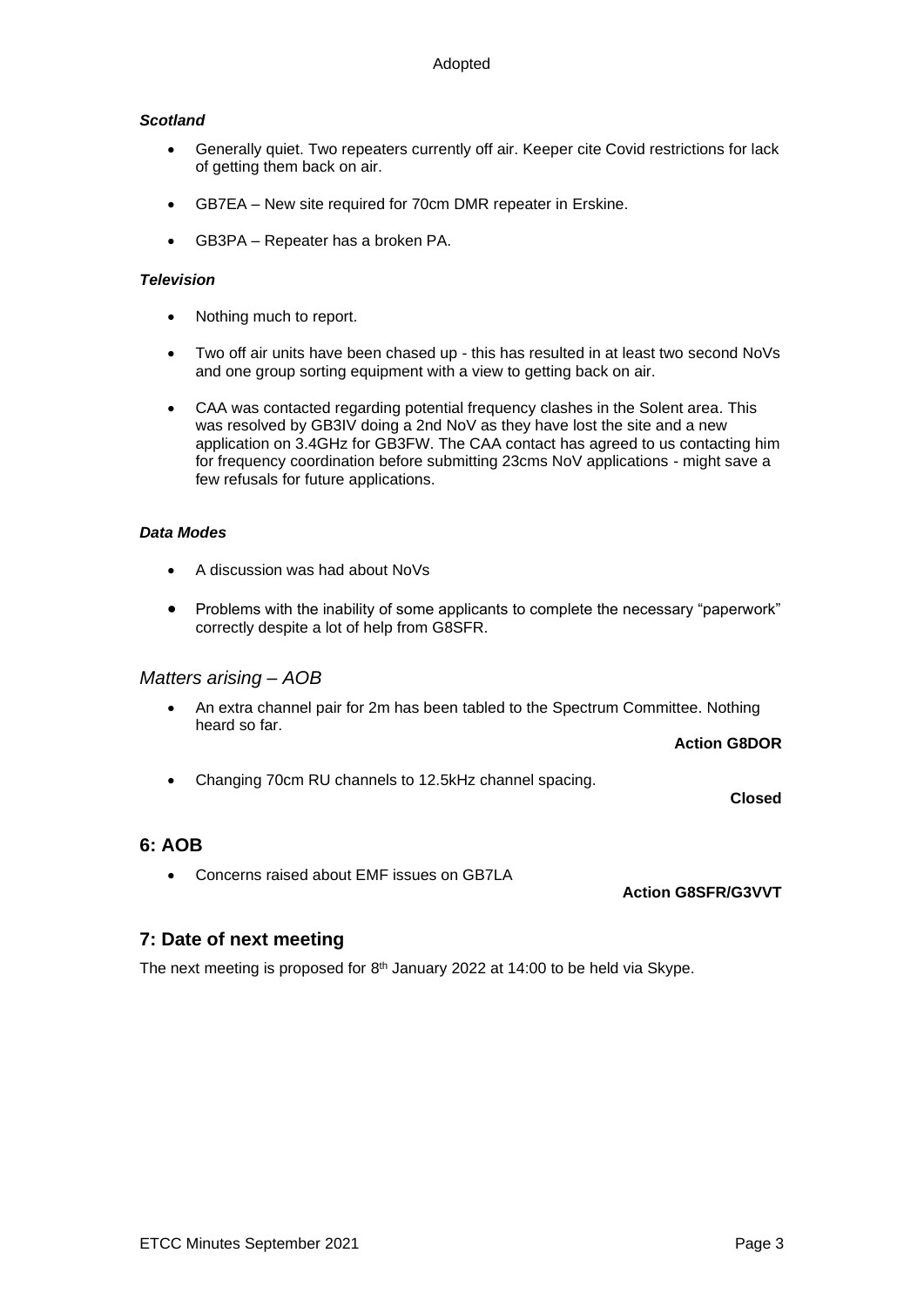Adopted

***Scotland***

- Generally quiet. Two repeaters currently off air. Keeper cite Covid restrictions for lack of getting them back on air.
- GB7EA – New site required for 70cm DMR repeater in Erskine.
- GB3PA – Repeater has a broken PA.

***Television***

- Nothing much to report.
- Two off air units have been chased up - this has resulted in at least two second NoVs and one group sorting equipment with a view to getting back on air.
- CAA was contacted regarding potential frequency clashes in the Solent area. This was resolved by GB3IV doing a 2nd NoV as they have lost the site and a new application on 3.4GHz for GB3FW. The CAA contact has agreed to us contacting him for frequency coordination before submitting 23cms NoV applications - might save a few refusals for future applications.

***Data Modes***

- A discussion was had about NoVs
- Problems with the inability of some applicants to complete the necessary "paperwork" correctly despite a lot of help from G8SFR.

### *Matters arising – AOB*

- An extra channel pair for 2m has been tabled to the Spectrum Committee. Nothing heard so far.

**Action G8DOR**

- Changing 70cm RU channels to 12.5kHz channel spacing.

**Closed**

## 6: AOB

- Concerns raised about EMF issues on GB7LA

**Action G8SFR/G3VVT**

## 7: Date of next meeting

The next meeting is proposed for 8th January 2022 at 14:00 to be held via Skype.